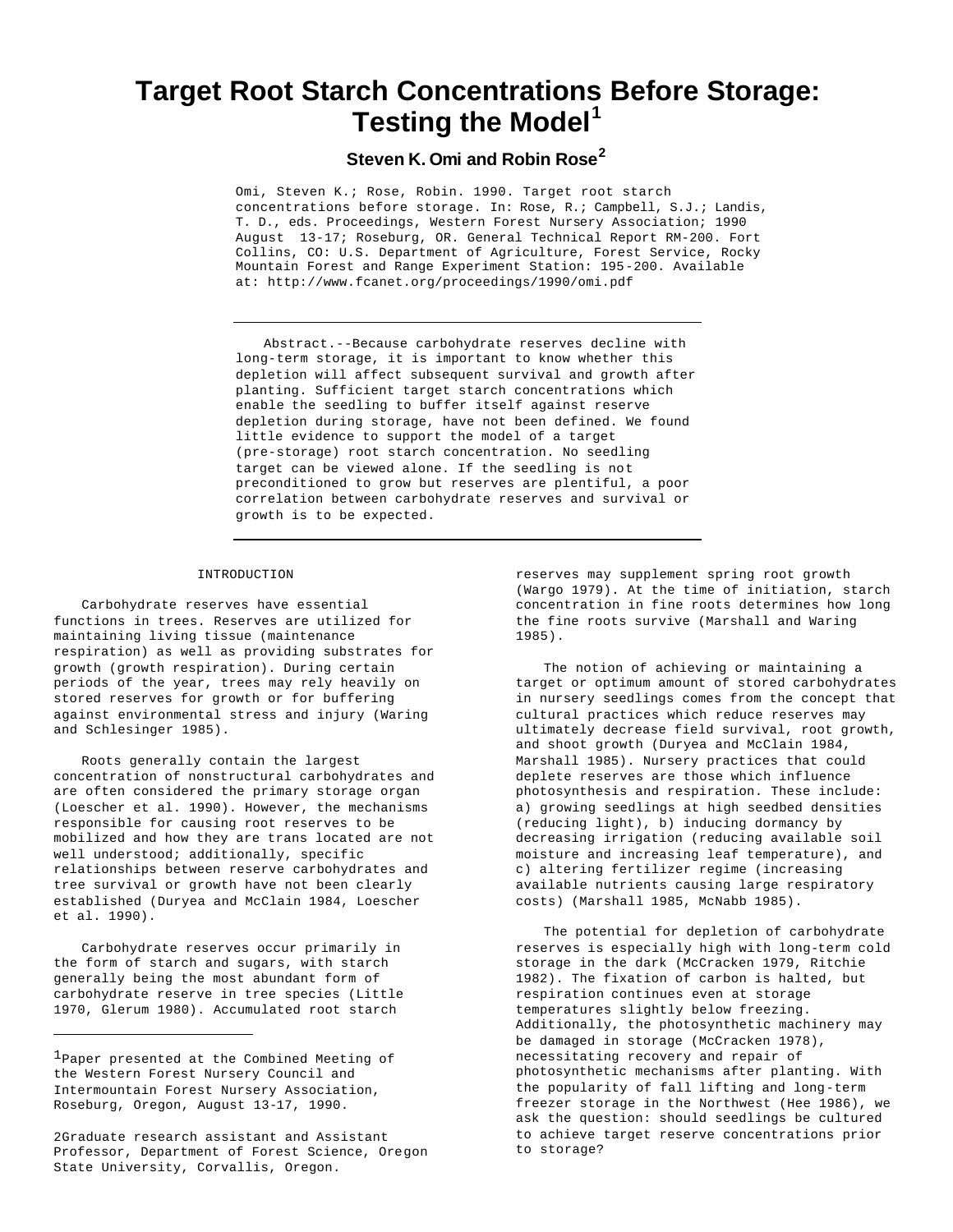# Target Root Starch Concentrations Before Storage: Testing the Model[1]

### Steven K. Omi and Robin Rose[2]

Omi, Steven K.; Rose, Robin. 1990. Target root starch concentrations before storage. In: Rose, R.; Campbell, S.J.; Landis, T. D., eds. Proceedings, Western Forest Nursery Association; 1990 August 13-17; Roseburg, OR. General Technical Report RM-200. Fort Collins, CO: U.S. Department of Agriculture, Forest Service, Rocky Mountain Forest and Range Experiment Station: 195-200. Available at: http://www.fcanet.org/proceedings/1990/omi.pdf

---

Abstract.--Because carbohydrate reserves decline with long-term storage, it is important to know whether this depletion will affect subsequent survival and growth after planting. Sufficient target starch concentrations which enable the seedling to buffer itself against reserve depletion during storage, have not been defined. We found little evidence to support the model of a target (pre-storage) root starch concentration. No seedling target can be viewed alone. If the seedling is not preconditioned to grow but reserves are plentiful, a poor correlation between carbohydrate reserves and survival or growth is to be expected.

---

## INTRODUCTION

Carbohydrate reserves have essential functions in trees. Reserves are utilized for maintaining living tissue (maintenance respiration) as well as providing substrates for growth (growth respiration). During certain periods of the year, trees may rely heavily on stored reserves for growth or for buffering against environmental stress and injury (Waring and Schlesinger 1985).

Roots generally contain the largest concentration of nonstructural carbohydrates and are often considered the primary storage organ (Loescher et al. 1990). However, the mechanisms responsible for causing root reserves to be mobilized and how they are trans located are not well understood; additionally, specific relationships between reserve carbohydrates and tree survival or growth have not been clearly established (Duryea and McClain 1984, Loescher et al. 1990).

Carbohydrate reserves occur primarily in the form of starch and sugars, with starch generally being the most abundant form of carbohydrate reserve in tree species (Little 1970, Glerum 1980). Accumulated root starch reserves may supplement spring root growth (Wargo 1979). At the time of initiation, starch concentration in fine roots determines how long the fine roots survive (Marshall and Waring 1985).

The notion of achieving or maintaining a target or optimum amount of stored carbohydrates in nursery seedlings comes from the concept that cultural practices which reduce reserves may ultimately decrease field survival, root growth, and shoot growth (Duryea and McClain 1984, Marshall 1985). Nursery practices that could deplete reserves are those which influence photosynthesis and respiration. These include: a) growing seedlings at high seedbed densities (reducing light), b) inducing dormancy by decreasing irrigation (reducing available soil moisture and increasing leaf temperature), and c) altering fertilizer regime (increasing available nutrients causing large respiratory costs) (Marshall 1985, McNabb 1985).

The potential for depletion of carbohydrate reserves is especially high with long-term cold storage in the dark (McCracken 1979, Ritchie 1982). The fixation of carbon is halted, but respiration continues even at storage temperatures slightly below freezing. Additionally, the photosynthetic machinery may be damaged in storage (McCracken 1978), necessitating recovery and repair of photosynthetic mechanisms after planting. With the popularity of fall lifting and long-term freezer storage in the Northwest (Hee 1986), we ask the question: should seedlings be cultured to achieve target reserve concentrations prior to storage?

---

[1]Paper presented at the Combined Meeting of the Western Forest Nursery Council and Intermountain Forest Nursery Association, Roseburg, Oregon, August 13-17, 1990.

[2]Graduate research assistant and Assistant Professor, Department of Forest Science, Oregon State University, Corvallis, Oregon.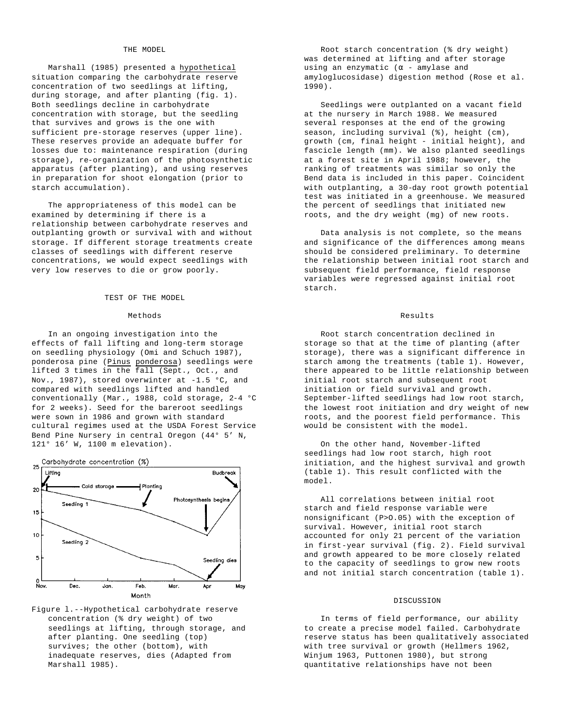## THE MODEL

Marshall (1985) presented a hypothetical situation comparing the carbohydrate reserve concentration of two seedlings at lifting, during storage, and after planting (fig. 1). Both seedlings decline in carbohydrate concentration with storage, but the seedling that survives and grows is the one with sufficient pre-storage reserves (upper line). These reserves provide an adequate buffer for losses due to: maintenance respiration (during storage), re-organization of the photosynthetic apparatus (after planting), and using reserves in preparation for shoot elongation (prior to starch accumulation).

The appropriateness of this model can be examined by determining if there is a relationship between carbohydrate reserves and outplanting growth or survival with and without storage. If different storage treatments create classes of seedlings with different reserve concentrations, we would expect seedlings with very low reserves to die or grow poorly.

## TEST OF THE MODEL

### Methods

In an ongoing investigation into the effects of fall lifting and long-term storage on seedling physiology (Omi and Schuch 1987), ponderosa pine (*Pinus ponderosa*) seedlings were lifted 3 times in the fall (Sept., Oct., and Nov., 1987), stored overwinter at -1.5 °C, and compared with seedlings lifted and handled conventionally (Mar., 1988, cold storage, 2-4 °C for 2 weeks). Seed for the bareroot seedlings were sown in 1986 and grown with standard cultural regimes used at the USDA Forest Service Bend Pine Nursery in central Oregon (44° 5′ N, 121° 16′ W, 1100 m elevation).

Figure 1.--Hypothetical carbohydrate reserve concentration (% dry weight) of two seedlings at lifting, through storage, and after planting. One seedling (top) survives; the other (bottom), with inadequate reserves, dies (Adapted from Marshall 1985).

Root starch concentration (% dry weight) was determined at lifting and after storage using an enzymatic (α - amylase and amyloglucosidase) digestion method (Rose et al. 1990).

Seedlings were outplanted on a vacant field at the nursery in March 1988. We measured several responses at the end of the growing season, including survival (%), height (cm), growth (cm, final height - initial height), and fascicle length (mm). We also planted seedlings at a forest site in April 1988; however, the ranking of treatments was similar so only the Bend data is included in this paper. Coincident with outplanting, a 30-day root growth potential test was initiated in a greenhouse. We measured the percent of seedlings that initiated new roots, and the dry weight (mg) of new roots.

Data analysis is not complete, so the means and significance of the differences among means should be considered preliminary. To determine the relationship between initial root starch and subsequent field performance, field response variables were regressed against initial root starch.

### Results

Root starch concentration declined in storage so that at the time of planting (after storage), there was a significant difference in starch among the treatments (table 1). However, there appeared to be little relationship between initial root starch and subsequent root initiation or field survival and growth. September-lifted seedlings had low root starch, the lowest root initiation and dry weight of new roots, and the poorest field performance. This would be consistent with the model.

On the other hand, November-lifted seedlings had low root starch, high root initiation, and the highest survival and growth (table 1). This result conflicted with the model.

All correlations between initial root starch and field response variable were nonsignificant ($P>0.05$) with the exception of survival. However, initial root starch accounted for only 21 percent of the variation in first-year survival (fig. 2). Field survival and growth appeared to be more closely related to the capacity of seedlings to grow new roots and not initial starch concentration (table 1).

## DISCUSSION

In terms of field performance, our ability to create a precise model failed. Carbohydrate reserve status has been qualitatively associated with tree survival or growth (Hellmers 1962, Winjum 1963, Puttonen 1980), but strong quantitative relationships have not been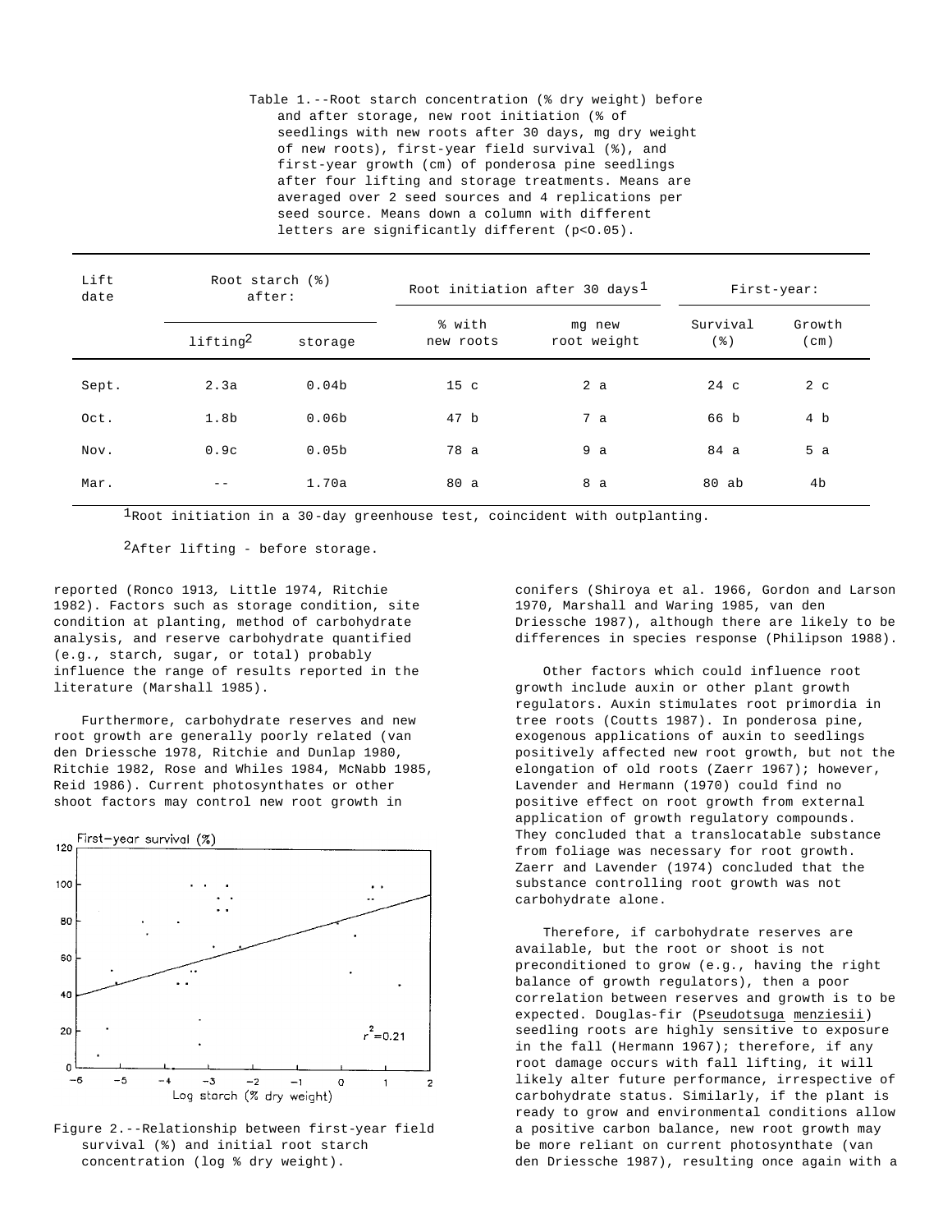Table 1.--Root starch concentration (% dry weight) before and after storage, new root initiation (% of seedlings with new roots after 30 days, mg dry weight of new roots), first-year field survival (%), and first-year growth (cm) of ponderosa pine seedlings after four lifting and storage treatments. Means are averaged over 2 seed sources and 4 replications per seed source. Means down a column with different letters are significantly different ($p<0.05$).

| Lift date | Root starch (%) after: | | Root initiation after 30 days[1] | | First-year: | |
|---|---|---|---|---|---|---|
| | lifting[2] | storage | % with new roots | mg new root weight | Survival (%) | Growth (cm) |
| Sept. | 2.3a | 0.04b | 15 c | 2 a | 24 c | 2 c |
| Oct. | 1.8b | 0.06b | 47 b | 7 a | 66 b | 4 b |
| Nov. | 0.9c | 0.05b | 78 a | 9 a | 84 a | 5 a |
| Mar. | -- | 1.70a | 80 a | 8 a | 80 ab | 4b |

[1]Root initiation in a 30-day greenhouse test, coincident with outplanting.

[2]After lifting - before storage.

reported (Ronco 1913, Little 1974, Ritchie 1982). Factors such as storage condition, site condition at planting, method of carbohydrate analysis, and reserve carbohydrate quantified (e.g., starch, sugar, or total) probably influence the range of results reported in the literature (Marshall 1985).

Furthermore, carbohydrate reserves and new root growth are generally poorly related (van den Driessche 1978, Ritchie and Dunlap 1980, Ritchie 1982, Rose and Whiles 1984, McNabb 1985, Reid 1986). Current photosynthates or other shoot factors may control new root growth in

Figure 2.--Relationship between first-year field survival (%) and initial root starch concentration (log % dry weight).

conifers (Shiroya et al. 1966, Gordon and Larson 1970, Marshall and Waring 1985, van den Driessche 1987), although there are likely to be differences in species response (Philipson 1988).

Other factors which could influence root growth include auxin or other plant growth regulators. Auxin stimulates root primordia in tree roots (Coutts 1987). In ponderosa pine, exogenous applications of auxin to seedlings positively affected new root growth, but not the elongation of old roots (Zaerr 1967); however, Lavender and Hermann (1970) could find no positive effect on root growth from external application of growth regulatory compounds. They concluded that a translocatable substance from foliage was necessary for root growth. Zaerr and Lavender (1974) concluded that the substance controlling root growth was not carbohydrate alone.

Therefore, if carbohydrate reserves are available, but the root or shoot is not preconditioned to grow (e.g., having the right balance of growth regulators), then a poor correlation between reserves and growth is to be expected. Douglas-fir (*Pseudotsuga menziesii*) seedling roots are highly sensitive to exposure in the fall (Hermann 1967); therefore, if any root damage occurs with fall lifting, it will likely alter future performance, irrespective of carbohydrate status. Similarly, if the plant is ready to grow and environmental conditions allow a positive carbon balance, new root growth may be more reliant on current photosynthate (van den Driessche 1987), resulting once again with a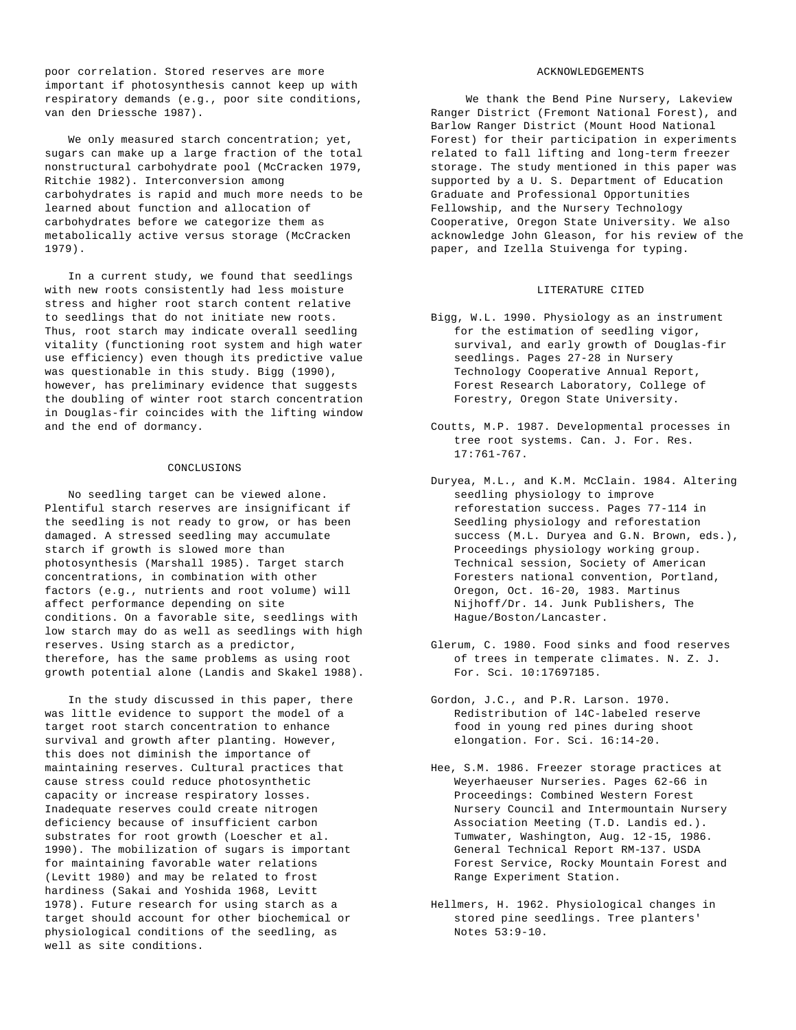poor correlation. Stored reserves are more important if photosynthesis cannot keep up with respiratory demands (e.g., poor site conditions, van den Driessche 1987).

We only measured starch concentration; yet, sugars can make up a large fraction of the total nonstructural carbohydrate pool (McCracken 1979, Ritchie 1982). Interconversion among carbohydrates is rapid and much more needs to be learned about function and allocation of carbohydrates before we categorize them as metabolically active versus storage (McCracken 1979).

In a current study, we found that seedlings with new roots consistently had less moisture stress and higher root starch content relative to seedlings that do not initiate new roots. Thus, root starch may indicate overall seedling vitality (functioning root system and high water use efficiency) even though its predictive value was questionable in this study. Bigg (1990), however, has preliminary evidence that suggests the doubling of winter root starch concentration in Douglas-fir coincides with the lifting window and the end of dormancy.

## CONCLUSIONS

No seedling target can be viewed alone. Plentiful starch reserves are insignificant if the seedling is not ready to grow, or has been damaged. A stressed seedling may accumulate starch if growth is slowed more than photosynthesis (Marshall 1985). Target starch concentrations, in combination with other factors (e.g., nutrients and root volume) will affect performance depending on site conditions. On a favorable site, seedlings with low starch may do as well as seedlings with high reserves. Using starch as a predictor, therefore, has the same problems as using root growth potential alone (Landis and Skakel 1988).

In the study discussed in this paper, there was little evidence to support the model of a target root starch concentration to enhance survival and growth after planting. However, this does not diminish the importance of maintaining reserves. Cultural practices that cause stress could reduce photosynthetic capacity or increase respiratory losses. Inadequate reserves could create nitrogen deficiency because of insufficient carbon substrates for root growth (Loescher et al. 1990). The mobilization of sugars is important for maintaining favorable water relations (Levitt 1980) and may be related to frost hardiness (Sakai and Yoshida 1968, Levitt 1978). Future research for using starch as a target should account for other biochemical or physiological conditions of the seedling, as well as site conditions.

## ACKNOWLEDGEMENTS

We thank the Bend Pine Nursery, Lakeview Ranger District (Fremont National Forest), and Barlow Ranger District (Mount Hood National Forest) for their participation in experiments related to fall lifting and long-term freezer storage. The study mentioned in this paper was supported by a U. S. Department of Education Graduate and Professional Opportunities Fellowship, and the Nursery Technology Cooperative, Oregon State University. We also acknowledge John Gleason, for his review of the paper, and Izella Stuivenga for typing.

## LITERATURE CITED

Bigg, W.L. 1990. Physiology as an instrument for the estimation of seedling vigor, survival, and early growth of Douglas-fir seedlings. Pages 27-28 in Nursery Technology Cooperative Annual Report, Forest Research Laboratory, College of Forestry, Oregon State University.

Coutts, M.P. 1987. Developmental processes in tree root systems. Can. J. For. Res. 17:761-767.

Duryea, M.L., and K.M. McClain. 1984. Altering seedling physiology to improve reforestation success. Pages 77-114 in Seedling physiology and reforestation success (M.L. Duryea and G.N. Brown, eds.), Proceedings physiology working group. Technical session, Society of American Foresters national convention, Portland, Oregon, Oct. 16-20, 1983. Martinus Nijhoff/Dr. 14. Junk Publishers, The Hague/Boston/Lancaster.

Glerum, C. 1980. Food sinks and food reserves of trees in temperate climates. N. Z. J. For. Sci. 10:17697185.

Gordon, J.C., and P.R. Larson. 1970. Redistribution of l4C-labeled reserve food in young red pines during shoot elongation. For. Sci. 16:14-20.

Hee, S.M. 1986. Freezer storage practices at Weyerhaeuser Nurseries. Pages 62-66 in Proceedings: Combined Western Forest Nursery Council and Intermountain Nursery Association Meeting (T.D. Landis ed.). Tumwater, Washington, Aug. 12-15, 1986. General Technical Report RM-137. USDA Forest Service, Rocky Mountain Forest and Range Experiment Station.

Hellmers, H. 1962. Physiological changes in stored pine seedlings. Tree planters' Notes 53:9-10.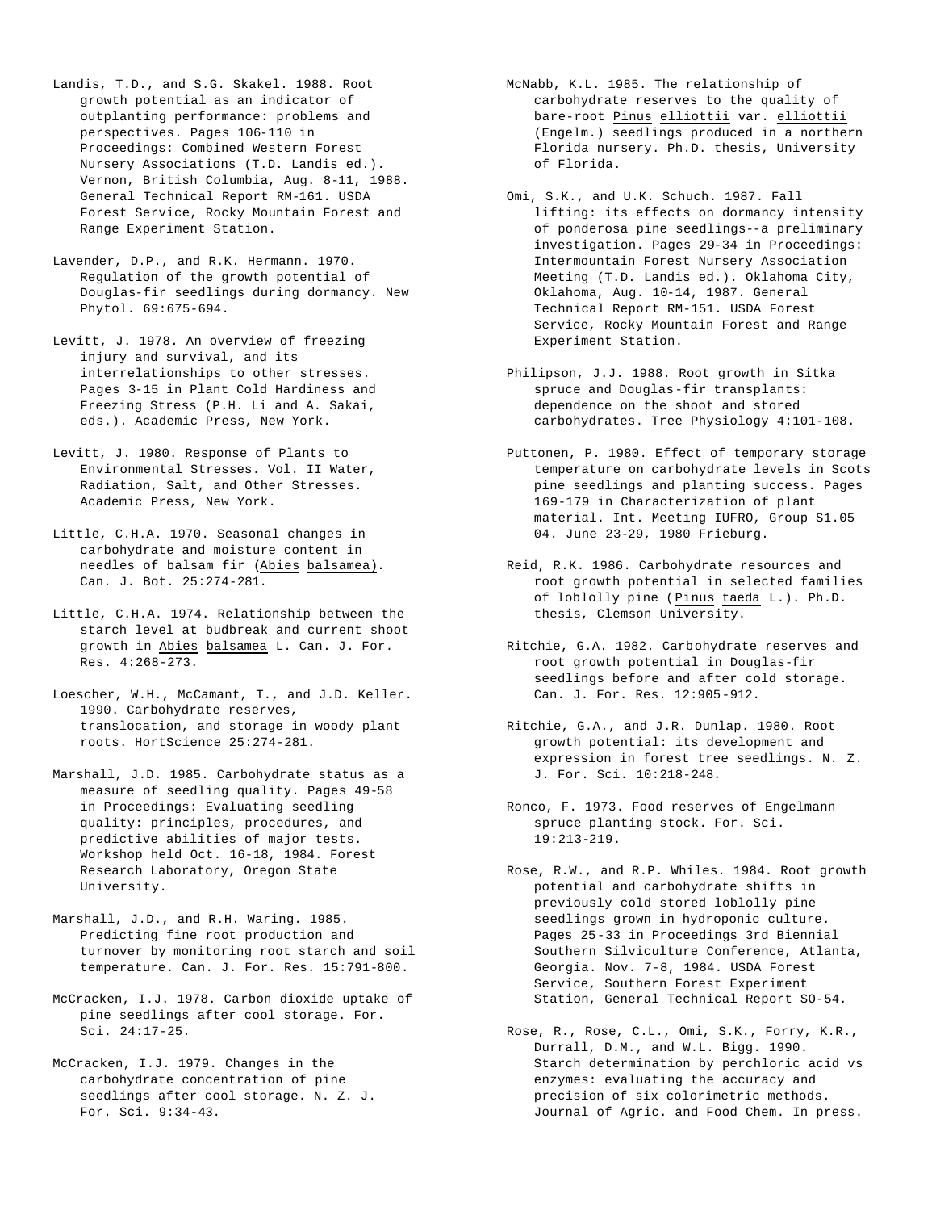Landis, T.D., and S.G. Skakel. 1988. Root growth potential as an indicator of outplanting performance: problems and perspectives. Pages 106-110 in Proceedings: Combined Western Forest Nursery Associations (T.D. Landis ed.). Vernon, British Columbia, Aug. 8-11, 1988. General Technical Report RM-161. USDA Forest Service, Rocky Mountain Forest and Range Experiment Station.

Lavender, D.P., and R.K. Hermann. 1970. Regulation of the growth potential of Douglas-fir seedlings during dormancy. New Phytol. 69:675-694.

Levitt, J. 1978. An overview of freezing injury and survival, and its interrelationships to other stresses. Pages 3-15 in Plant Cold Hardiness and Freezing Stress (P.H. Li and A. Sakai, eds.). Academic Press, New York.

Levitt, J. 1980. Response of Plants to Environmental Stresses. Vol. II Water, Radiation, Salt, and Other Stresses. Academic Press, New York.

Little, C.H.A. 1970. Seasonal changes in carbohydrate and moisture content in needles of balsam fir (Abies balsamea). Can. J. Bot. 25:274-281.

Little, C.H.A. 1974. Relationship between the starch level at budbreak and current shoot growth in Abies balsamea L. Can. J. For. Res. 4:268-273.

Loescher, W.H., McCamant, T., and J.D. Keller. 1990. Carbohydrate reserves, translocation, and storage in woody plant roots. HortScience 25:274-281.

Marshall, J.D. 1985. Carbohydrate status as a measure of seedling quality. Pages 49-58 in Proceedings: Evaluating seedling quality: principles, procedures, and predictive abilities of major tests. Workshop held Oct. 16-18, 1984. Forest Research Laboratory, Oregon State University.

Marshall, J.D., and R.H. Waring. 1985. Predicting fine root production and turnover by monitoring root starch and soil temperature. Can. J. For. Res. 15:791-800.

McCracken, I.J. 1978. Carbon dioxide uptake of pine seedlings after cool storage. For. Sci. 24:17-25.

McCracken, I.J. 1979. Changes in the carbohydrate concentration of pine seedlings after cool storage. N. Z. J. For. Sci. 9:34-43.

McNabb, K.L. 1985. The relationship of carbohydrate reserves to the quality of bare-root Pinus elliottii var. elliottii (Engelm.) seedlings produced in a northern Florida nursery. Ph.D. thesis, University of Florida.

Omi, S.K., and U.K. Schuch. 1987. Fall lifting: its effects on dormancy intensity of ponderosa pine seedlings--a preliminary investigation. Pages 29-34 in Proceedings: Intermountain Forest Nursery Association Meeting (T.D. Landis ed.). Oklahoma City, Oklahoma, Aug. 10-14, 1987. General Technical Report RM-151. USDA Forest Service, Rocky Mountain Forest and Range Experiment Station.

Philipson, J.J. 1988. Root growth in Sitka spruce and Douglas-fir transplants: dependence on the shoot and stored carbohydrates. Tree Physiology 4:101-108.

Puttonen, P. 1980. Effect of temporary storage temperature on carbohydrate levels in Scots pine seedlings and planting success. Pages 169-179 in Characterization of plant material. Int. Meeting IUFRO, Group S1.05 04. June 23-29, 1980 Frieburg.

Reid, R.K. 1986. Carbohydrate resources and root growth potential in selected families of loblolly pine (Pinus taeda L.). Ph.D. thesis, Clemson University.

Ritchie, G.A. 1982. Carbohydrate reserves and root growth potential in Douglas-fir seedlings before and after cold storage. Can. J. For. Res. 12:905-912.

Ritchie, G.A., and J.R. Dunlap. 1980. Root growth potential: its development and expression in forest tree seedlings. N. Z. J. For. Sci. 10:218-248.

Ronco, F. 1973. Food reserves of Engelmann spruce planting stock. For. Sci. 19:213-219.

Rose, R.W., and R.P. Whiles. 1984. Root growth potential and carbohydrate shifts in previously cold stored loblolly pine seedlings grown in hydroponic culture. Pages 25-33 in Proceedings 3rd Biennial Southern Silviculture Conference, Atlanta, Georgia. Nov. 7-8, 1984. USDA Forest Service, Southern Forest Experiment Station, General Technical Report SO-54.

Rose, R., Rose, C.L., Omi, S.K., Forry, K.R., Durrall, D.M., and W.L. Bigg. 1990. Starch determination by perchloric acid vs enzymes: evaluating the accuracy and precision of six colorimetric methods. Journal of Agric. and Food Chem. In press.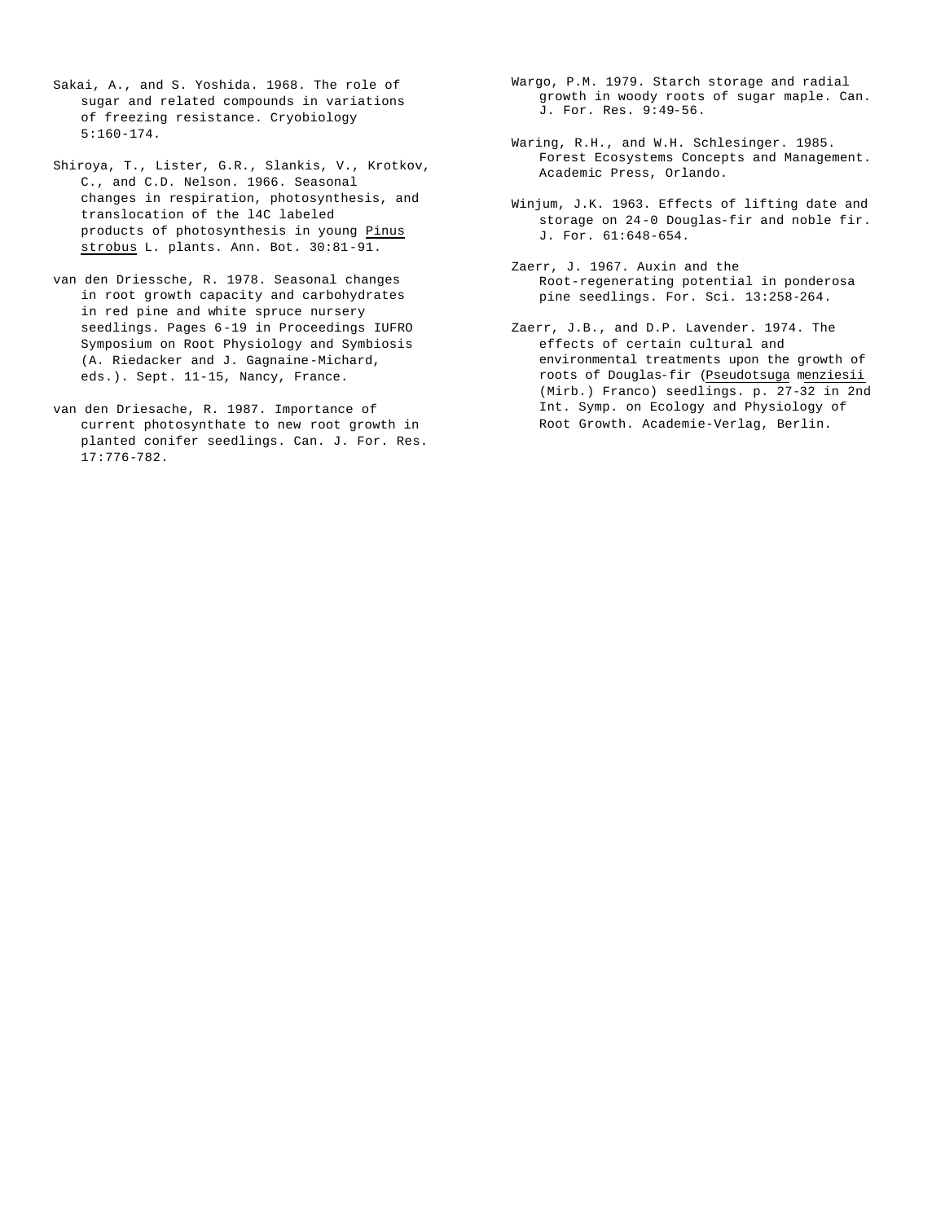Sakai, A., and S. Yoshida. 1968. The role of sugar and related compounds in variations of freezing resistance. Cryobiology 5:160-174.

Shiroya, T., Lister, G.R., Slankis, V., Krotkov, C., and C.D. Nelson. 1966. Seasonal changes in respiration, photosynthesis, and translocation of the l4C labeled products of photosynthesis in young Pinus strobus L. plants. Ann. Bot. 30:81-91.

van den Driessche, R. 1978. Seasonal changes in root growth capacity and carbohydrates in red pine and white spruce nursery seedlings. Pages 6-19 in Proceedings IUFRO Symposium on Root Physiology and Symbiosis (A. Riedacker and J. Gagnaine-Michard, eds.). Sept. 11-15, Nancy, France.

van den Driesache, R. 1987. Importance of current photosynthate to new root growth in planted conifer seedlings. Can. J. For. Res. 17:776-782.

Wargo, P.M. 1979. Starch storage and radial growth in woody roots of sugar maple. Can. J. For. Res. 9:49-56.

Waring, R.H., and W.H. Schlesinger. 1985. Forest Ecosystems Concepts and Management. Academic Press, Orlando.

Winjum, J.K. 1963. Effects of lifting date and storage on 24-0 Douglas-fir and noble fir. J. For. 61:648-654.

Zaerr, J. 1967. Auxin and the Root-regenerating potential in ponderosa pine seedlings. For. Sci. 13:258-264.

Zaerr, J.B., and D.P. Lavender. 1974. The effects of certain cultural and environmental treatments upon the growth of roots of Douglas-fir (Pseudotsuga menziesii (Mirb.) Franco) seedlings. p. 27-32 in 2nd Int. Symp. on Ecology and Physiology of Root Growth. Academie-Verlag, Berlin.